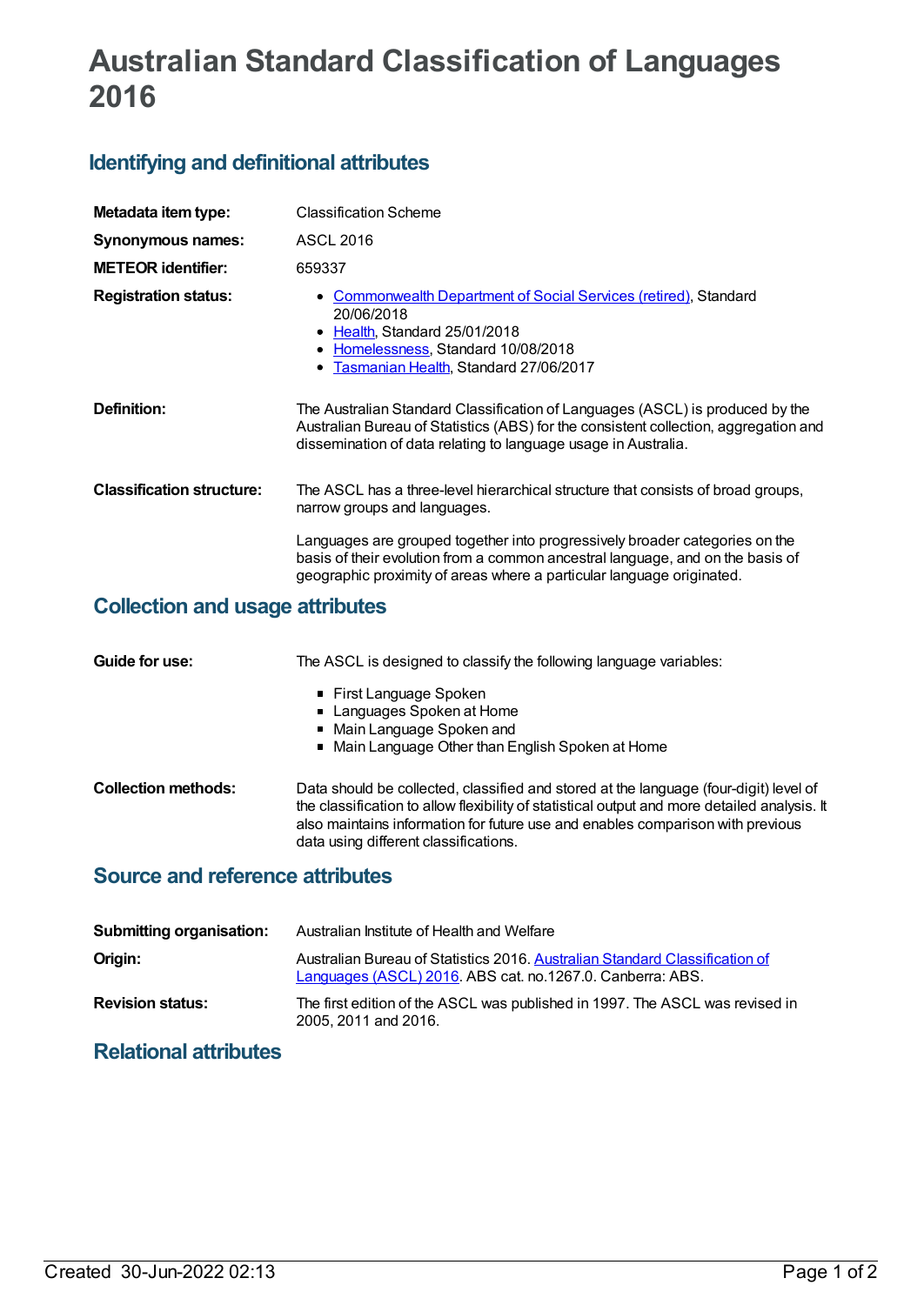# Australian Standard Classification of Languages 2016

## Identifying and definitional attributes

| | |
|---|---|
| **Metadata item type:** | Classification Scheme |
| **Synonymous names:** | ASCL 2016 |
| **METEOR identifier:** | 659337 |
| **Registration status:** | • Commonwealth Department of Social Services (retired), Standard 20/06/2018<br>• Health, Standard 25/01/2018<br>• Homelessness, Standard 10/08/2018<br>• Tasmanian Health, Standard 27/06/2017 |
| **Definition:** | The Australian Standard Classification of Languages (ASCL) is produced by the Australian Bureau of Statistics (ABS) for the consistent collection, aggregation and dissemination of data relating to language usage in Australia. |
| **Classification structure:** | The ASCL has a three-level hierarchical structure that consists of broad groups, narrow groups and languages.<br><br>Languages are grouped together into progressively broader categories on the basis of their evolution from a common ancestral language, and on the basis of geographic proximity of areas where a particular language originated. |

## Collection and usage attributes

| | |
|---|---|
| **Guide for use:** | The ASCL is designed to classify the following language variables:<br>• First Language Spoken<br>• Languages Spoken at Home<br>• Main Language Spoken and<br>• Main Language Other than English Spoken at Home |
| **Collection methods:** | Data should be collected, classified and stored at the language (four-digit) level of the classification to allow flexibility of statistical output and more detailed analysis. It also maintains information for future use and enables comparison with previous data using different classifications. |

## Source and reference attributes

| | |
|---|---|
| **Submitting organisation:** | Australian Institute of Health and Welfare |
| **Origin:** | Australian Bureau of Statistics 2016. Australian Standard Classification of Languages (ASCL) 2016. ABS cat. no.1267.0. Canberra: ABS. |
| **Revision status:** | The first edition of the ASCL was published in 1997. The ASCL was revised in 2005, 2011 and 2016. |

## Relational attributes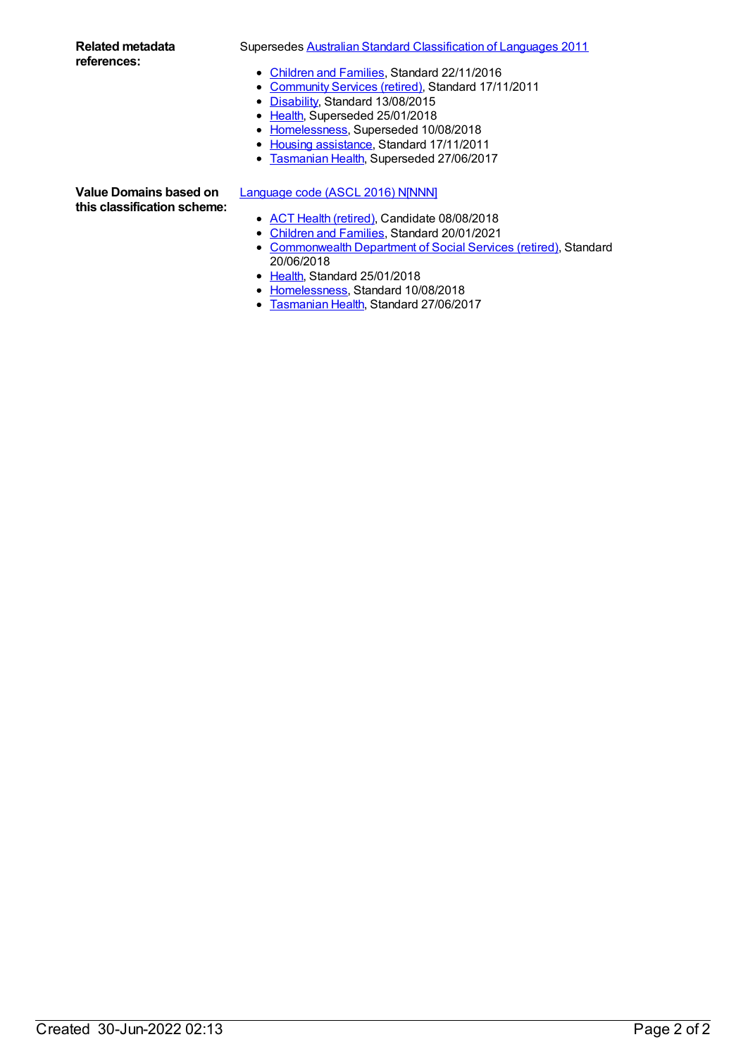**Related metadata references:**

Supersedes Australian Standard Classification of Languages 2011

- Children and Families, Standard 22/11/2016
- Community Services (retired), Standard 17/11/2011
- Disability, Standard 13/08/2015
- Health, Superseded 25/01/2018
- Homelessness, Superseded 10/08/2018
- Housing assistance, Standard 17/11/2011
- Tasmanian Health, Superseded 27/06/2017

**Value Domains based on this classification scheme:**

Language code (ASCL 2016) N[NNN]

- ACT Health (retired), Candidate 08/08/2018
- Children and Families, Standard 20/01/2021
- Commonwealth Department of Social Services (retired), Standard 20/06/2018
- Health, Standard 25/01/2018
- Homelessness, Standard 10/08/2018
- Tasmanian Health, Standard 27/06/2017